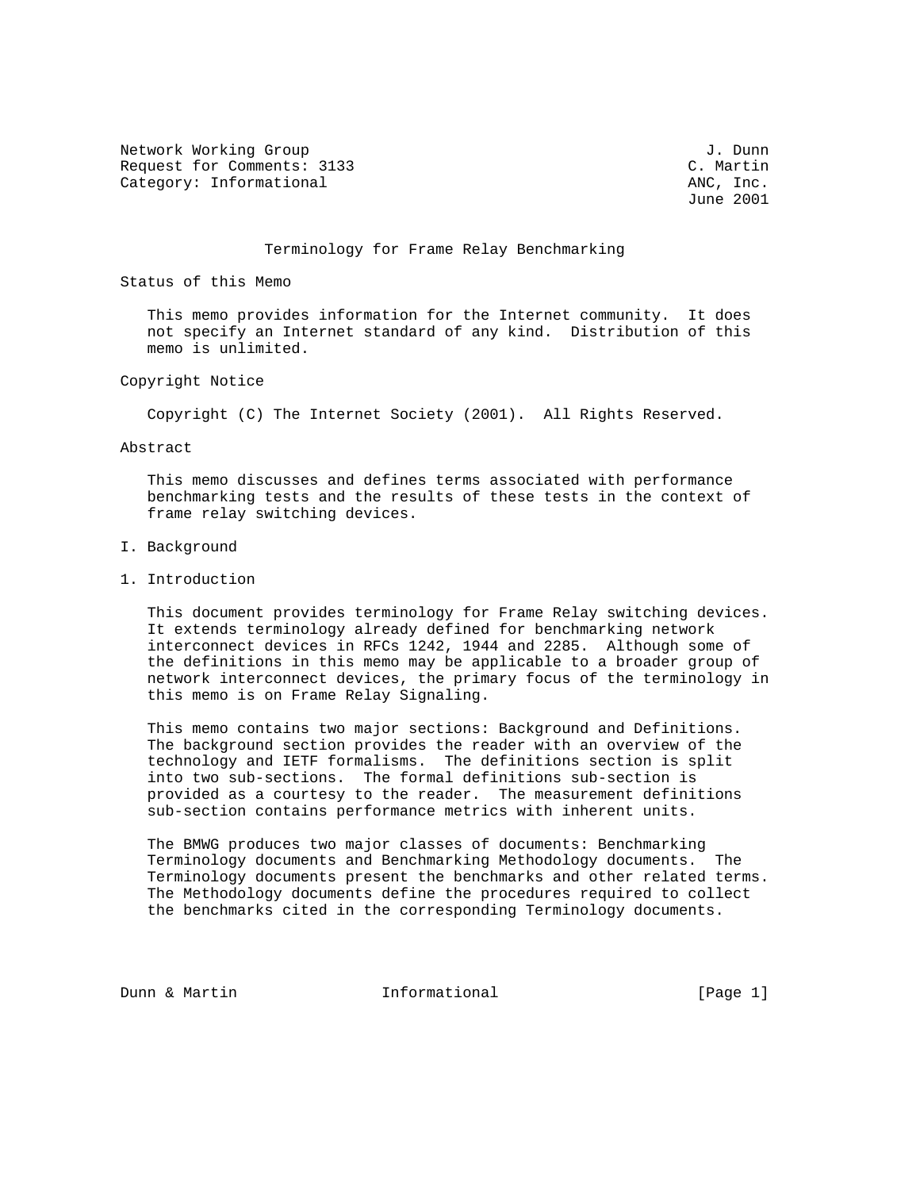Network Working Group J. Dunn
Request for Comments: 3133 C. Martin
Category: Informational ANC, Inc.
June 2001

# Terminology for Frame Relay Benchmarking

## Status of this Memo

This memo provides information for the Internet community. It does not specify an Internet standard of any kind. Distribution of this memo is unlimited.

## Copyright Notice

Copyright (C) The Internet Society (2001). All Rights Reserved.

## Abstract

This memo discusses and defines terms associated with performance benchmarking tests and the results of these tests in the context of frame relay switching devices.

## I. Background

## 1. Introduction

This document provides terminology for Frame Relay switching devices. It extends terminology already defined for benchmarking network interconnect devices in RFCs 1242, 1944 and 2285. Although some of the definitions in this memo may be applicable to a broader group of network interconnect devices, the primary focus of the terminology in this memo is on Frame Relay Signaling.

This memo contains two major sections: Background and Definitions. The background section provides the reader with an overview of the technology and IETF formalisms. The definitions section is split into two sub-sections. The formal definitions sub-section is provided as a courtesy to the reader. The measurement definitions sub-section contains performance metrics with inherent units.

The BMWG produces two major classes of documents: Benchmarking Terminology documents and Benchmarking Methodology documents. The Terminology documents present the benchmarks and other related terms. The Methodology documents define the procedures required to collect the benchmarks cited in the corresponding Terminology documents.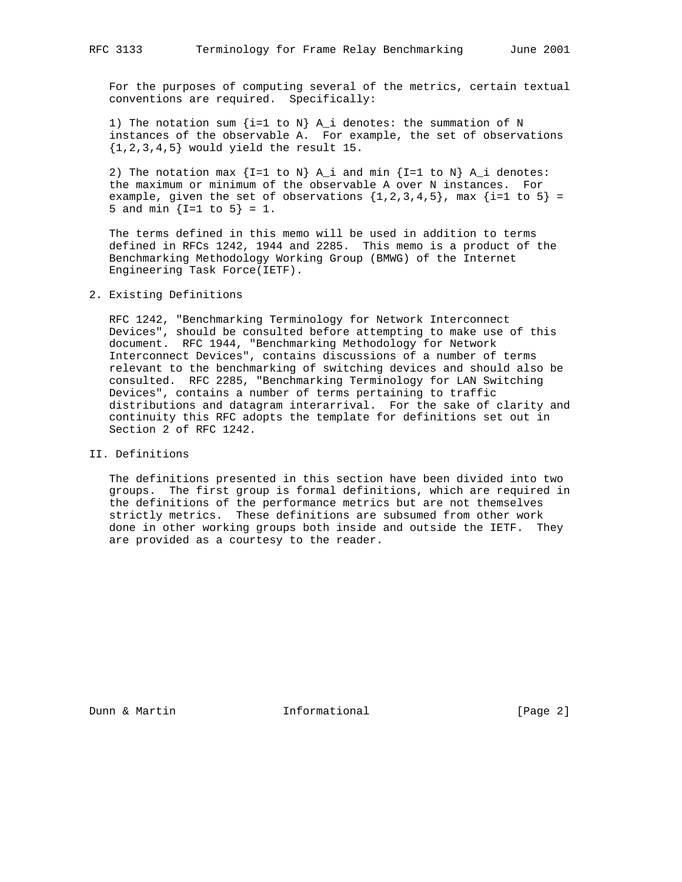For the purposes of computing several of the metrics, certain textual conventions are required. Specifically:

1) The notation sum {i=1 to N} A_i denotes: the summation of N instances of the observable A. For example, the set of observations {1,2,3,4,5} would yield the result 15.

2) The notation max {I=1 to N} A_i and min {I=1 to N} A_i denotes: the maximum or minimum of the observable A over N instances. For example, given the set of observations {1,2,3,4,5}, max {i=1 to 5} = 5 and min {I=1 to 5} = 1.

The terms defined in this memo will be used in addition to terms defined in RFCs 1242, 1944 and 2285. This memo is a product of the Benchmarking Methodology Working Group (BMWG) of the Internet Engineering Task Force(IETF).

## 2. Existing Definitions

RFC 1242, "Benchmarking Terminology for Network Interconnect Devices", should be consulted before attempting to make use of this document. RFC 1944, "Benchmarking Methodology for Network Interconnect Devices", contains discussions of a number of terms relevant to the benchmarking of switching devices and should also be consulted. RFC 2285, "Benchmarking Terminology for LAN Switching Devices", contains a number of terms pertaining to traffic distributions and datagram interarrival. For the sake of clarity and continuity this RFC adopts the template for definitions set out in Section 2 of RFC 1242.

# II. Definitions

The definitions presented in this section have been divided into two groups. The first group is formal definitions, which are required in the definitions of the performance metrics but are not themselves strictly metrics. These definitions are subsumed from other work done in other working groups both inside and outside the IETF. They are provided as a courtesy to the reader.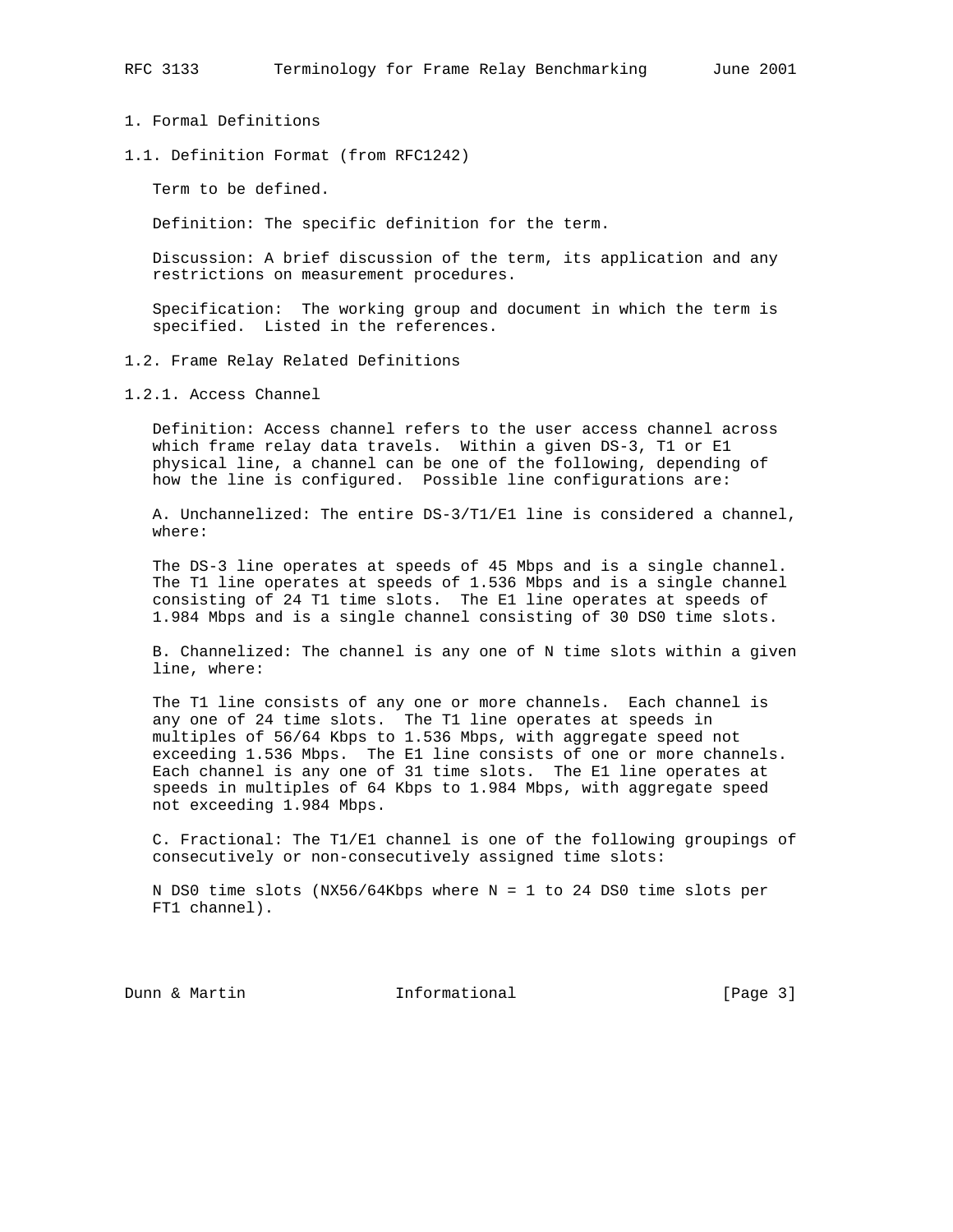# 1. Formal Definitions

## 1.1. Definition Format (from RFC1242)

Term to be defined.

Definition: The specific definition for the term.

Discussion: A brief discussion of the term, its application and any restrictions on measurement procedures.

Specification: The working group and document in which the term is specified. Listed in the references.

## 1.2. Frame Relay Related Definitions

### 1.2.1. Access Channel

Definition: Access channel refers to the user access channel across which frame relay data travels. Within a given DS-3, T1 or E1 physical line, a channel can be one of the following, depending of how the line is configured. Possible line configurations are:

A. Unchannelized: The entire DS-3/T1/E1 line is considered a channel, where:

The DS-3 line operates at speeds of 45 Mbps and is a single channel. The T1 line operates at speeds of 1.536 Mbps and is a single channel consisting of 24 T1 time slots. The E1 line operates at speeds of 1.984 Mbps and is a single channel consisting of 30 DS0 time slots.

B. Channelized: The channel is any one of N time slots within a given line, where:

The T1 line consists of any one or more channels. Each channel is any one of 24 time slots. The T1 line operates at speeds in multiples of 56/64 Kbps to 1.536 Mbps, with aggregate speed not exceeding 1.536 Mbps. The E1 line consists of one or more channels. Each channel is any one of 31 time slots. The E1 line operates at speeds in multiples of 64 Kbps to 1.984 Mbps, with aggregate speed not exceeding 1.984 Mbps.

C. Fractional: The T1/E1 channel is one of the following groupings of consecutively or non-consecutively assigned time slots:

N DS0 time slots (NX56/64Kbps where N = 1 to 24 DS0 time slots per FT1 channel).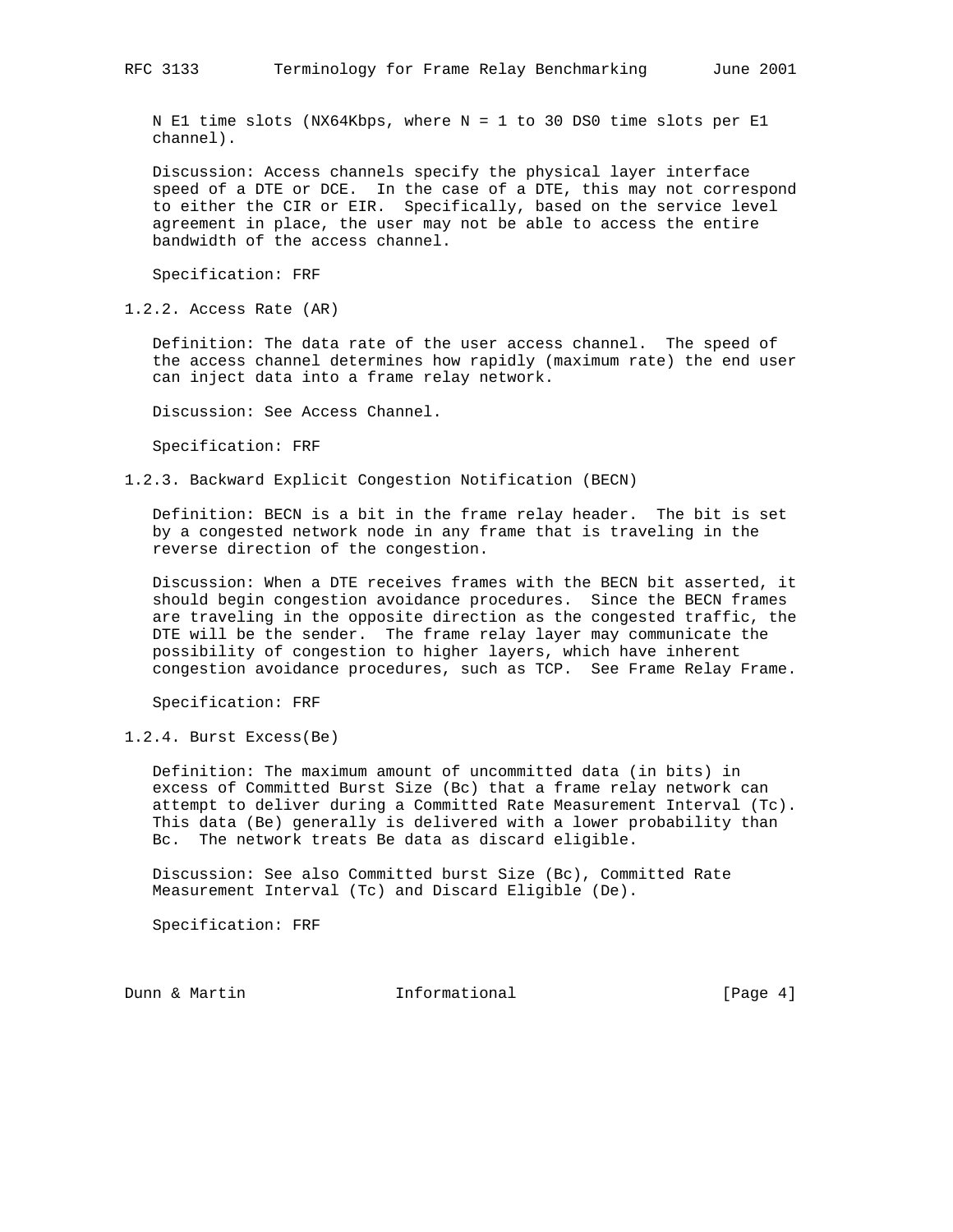N E1 time slots (NX64Kbps, where N = 1 to 30 DS0 time slots per E1 channel).

Discussion: Access channels specify the physical layer interface speed of a DTE or DCE. In the case of a DTE, this may not correspond to either the CIR or EIR. Specifically, based on the service level agreement in place, the user may not be able to access the entire bandwidth of the access channel.

Specification: FRF

### 1.2.2. Access Rate (AR)

Definition: The data rate of the user access channel. The speed of the access channel determines how rapidly (maximum rate) the end user can inject data into a frame relay network.

Discussion: See Access Channel.

Specification: FRF

### 1.2.3. Backward Explicit Congestion Notification (BECN)

Definition: BECN is a bit in the frame relay header. The bit is set by a congested network node in any frame that is traveling in the reverse direction of the congestion.

Discussion: When a DTE receives frames with the BECN bit asserted, it should begin congestion avoidance procedures. Since the BECN frames are traveling in the opposite direction as the congested traffic, the DTE will be the sender. The frame relay layer may communicate the possibility of congestion to higher layers, which have inherent congestion avoidance procedures, such as TCP. See Frame Relay Frame.

Specification: FRF

### 1.2.4. Burst Excess(Be)

Definition: The maximum amount of uncommitted data (in bits) in excess of Committed Burst Size (Bc) that a frame relay network can attempt to deliver during a Committed Rate Measurement Interval (Tc). This data (Be) generally is delivered with a lower probability than Bc. The network treats Be data as discard eligible.

Discussion: See also Committed burst Size (Bc), Committed Rate Measurement Interval (Tc) and Discard Eligible (De).

Specification: FRF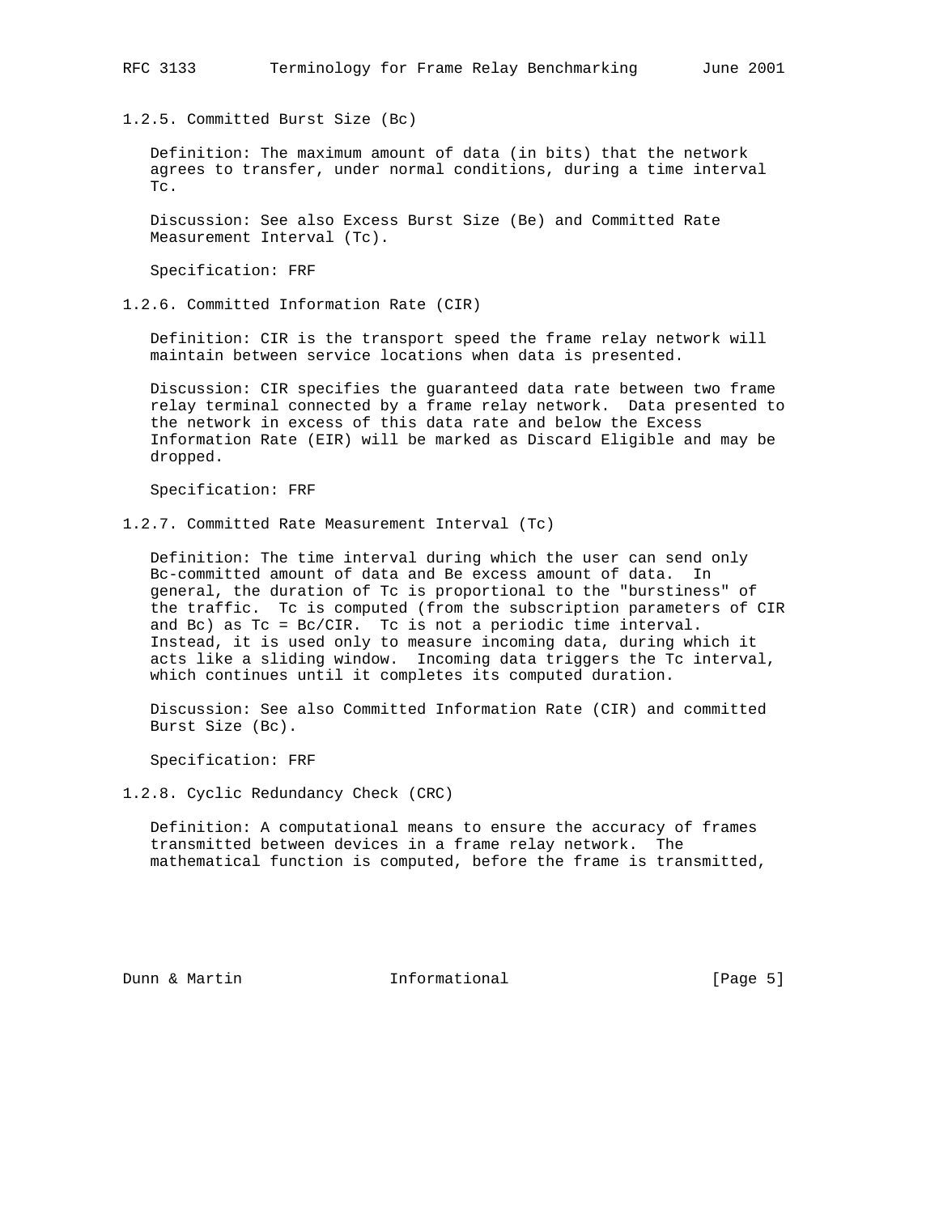### 1.2.5. Committed Burst Size (Bc)

Definition: The maximum amount of data (in bits) that the network agrees to transfer, under normal conditions, during a time interval Tc.

Discussion: See also Excess Burst Size (Be) and Committed Rate Measurement Interval (Tc).

Specification: FRF

### 1.2.6. Committed Information Rate (CIR)

Definition: CIR is the transport speed the frame relay network will maintain between service locations when data is presented.

Discussion: CIR specifies the guaranteed data rate between two frame relay terminal connected by a frame relay network. Data presented to the network in excess of this data rate and below the Excess Information Rate (EIR) will be marked as Discard Eligible and may be dropped.

Specification: FRF

### 1.2.7. Committed Rate Measurement Interval (Tc)

Definition: The time interval during which the user can send only Bc-committed amount of data and Be excess amount of data. In general, the duration of Tc is proportional to the "burstiness" of the traffic. Tc is computed (from the subscription parameters of CIR and Bc) as Tc = Bc/CIR. Tc is not a periodic time interval. Instead, it is used only to measure incoming data, during which it acts like a sliding window. Incoming data triggers the Tc interval, which continues until it completes its computed duration.

Discussion: See also Committed Information Rate (CIR) and committed Burst Size (Bc).

Specification: FRF

### 1.2.8. Cyclic Redundancy Check (CRC)

Definition: A computational means to ensure the accuracy of frames transmitted between devices in a frame relay network. The mathematical function is computed, before the frame is transmitted,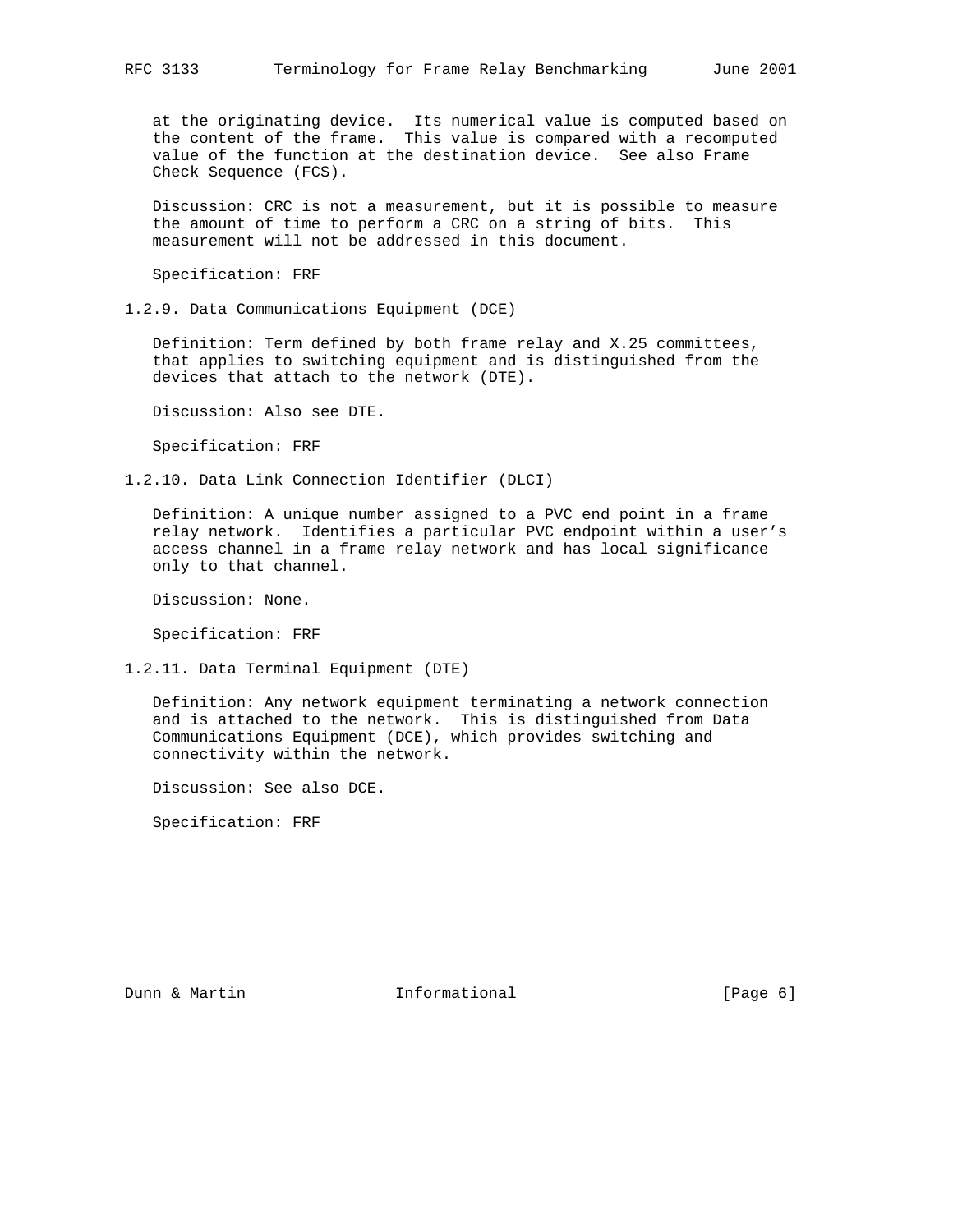at the originating device. Its numerical value is computed based on the content of the frame. This value is compared with a recomputed value of the function at the destination device. See also Frame Check Sequence (FCS).

Discussion: CRC is not a measurement, but it is possible to measure the amount of time to perform a CRC on a string of bits. This measurement will not be addressed in this document.

Specification: FRF

### 1.2.9. Data Communications Equipment (DCE)

Definition: Term defined by both frame relay and X.25 committees, that applies to switching equipment and is distinguished from the devices that attach to the network (DTE).

Discussion: Also see DTE.

Specification: FRF

### 1.2.10. Data Link Connection Identifier (DLCI)

Definition: A unique number assigned to a PVC end point in a frame relay network. Identifies a particular PVC endpoint within a user's access channel in a frame relay network and has local significance only to that channel.

Discussion: None.

Specification: FRF

### 1.2.11. Data Terminal Equipment (DTE)

Definition: Any network equipment terminating a network connection and is attached to the network. This is distinguished from Data Communications Equipment (DCE), which provides switching and connectivity within the network.

Discussion: See also DCE.

Specification: FRF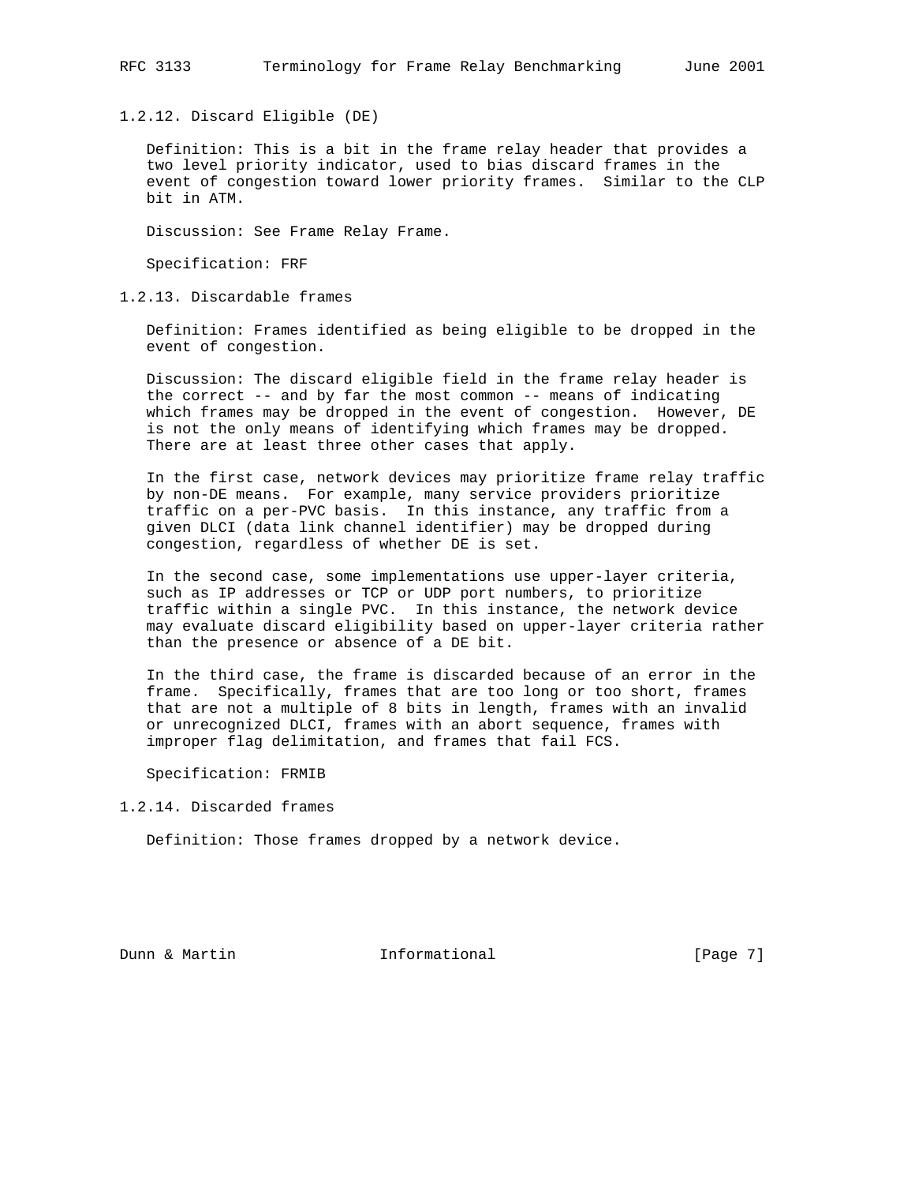### 1.2.12. Discard Eligible (DE)

Definition: This is a bit in the frame relay header that provides a two level priority indicator, used to bias discard frames in the event of congestion toward lower priority frames. Similar to the CLP bit in ATM.

Discussion: See Frame Relay Frame.

Specification: FRF

### 1.2.13. Discardable frames

Definition: Frames identified as being eligible to be dropped in the event of congestion.

Discussion: The discard eligible field in the frame relay header is the correct -- and by far the most common -- means of indicating which frames may be dropped in the event of congestion. However, DE is not the only means of identifying which frames may be dropped. There are at least three other cases that apply.

In the first case, network devices may prioritize frame relay traffic by non-DE means. For example, many service providers prioritize traffic on a per-PVC basis. In this instance, any traffic from a given DLCI (data link channel identifier) may be dropped during congestion, regardless of whether DE is set.

In the second case, some implementations use upper-layer criteria, such as IP addresses or TCP or UDP port numbers, to prioritize traffic within a single PVC. In this instance, the network device may evaluate discard eligibility based on upper-layer criteria rather than the presence or absence of a DE bit.

In the third case, the frame is discarded because of an error in the frame. Specifically, frames that are too long or too short, frames that are not a multiple of 8 bits in length, frames with an invalid or unrecognized DLCI, frames with an abort sequence, frames with improper flag delimitation, and frames that fail FCS.

Specification: FRMIB

### 1.2.14. Discarded frames

Definition: Those frames dropped by a network device.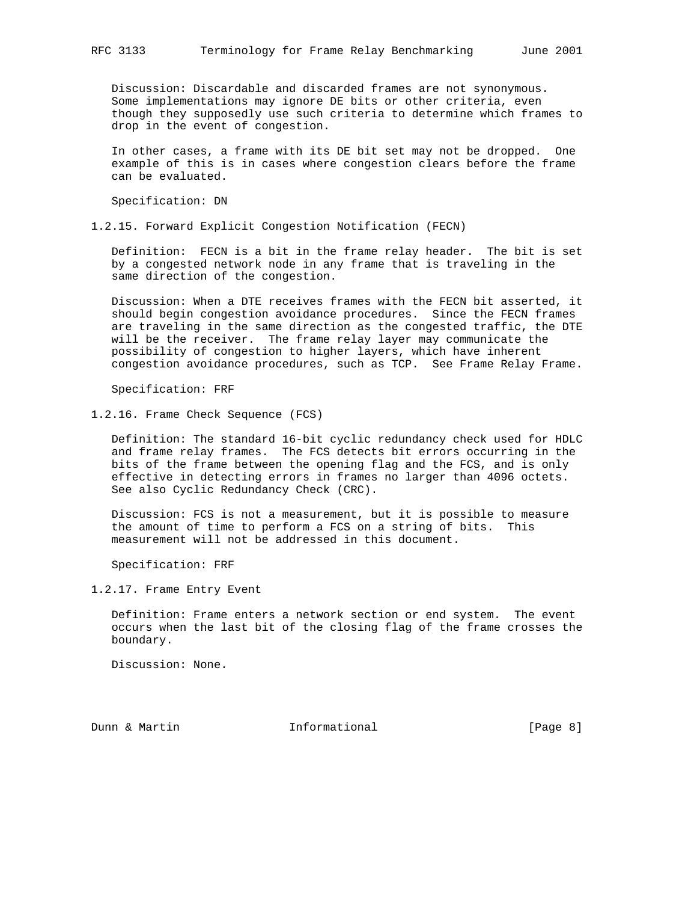Discussion: Discardable and discarded frames are not synonymous. Some implementations may ignore DE bits or other criteria, even though they supposedly use such criteria to determine which frames to drop in the event of congestion.

In other cases, a frame with its DE bit set may not be dropped. One example of this is in cases where congestion clears before the frame can be evaluated.

Specification: DN

### 1.2.15. Forward Explicit Congestion Notification (FECN)

Definition: FECN is a bit in the frame relay header. The bit is set by a congested network node in any frame that is traveling in the same direction of the congestion.

Discussion: When a DTE receives frames with the FECN bit asserted, it should begin congestion avoidance procedures. Since the FECN frames are traveling in the same direction as the congested traffic, the DTE will be the receiver. The frame relay layer may communicate the possibility of congestion to higher layers, which have inherent congestion avoidance procedures, such as TCP. See Frame Relay Frame.

Specification: FRF

### 1.2.16. Frame Check Sequence (FCS)

Definition: The standard 16-bit cyclic redundancy check used for HDLC and frame relay frames. The FCS detects bit errors occurring in the bits of the frame between the opening flag and the FCS, and is only effective in detecting errors in frames no larger than 4096 octets. See also Cyclic Redundancy Check (CRC).

Discussion: FCS is not a measurement, but it is possible to measure the amount of time to perform a FCS on a string of bits. This measurement will not be addressed in this document.

Specification: FRF

### 1.2.17. Frame Entry Event

Definition: Frame enters a network section or end system. The event occurs when the last bit of the closing flag of the frame crosses the boundary.

Discussion: None.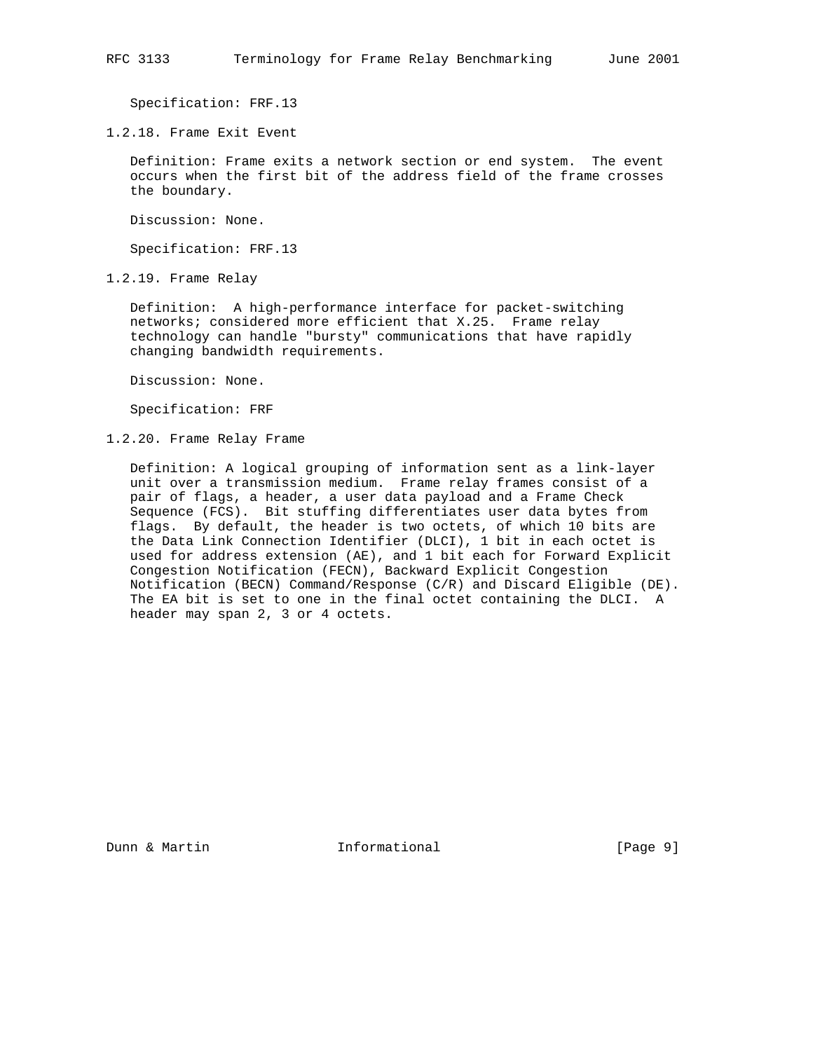Specification: FRF.13

### 1.2.18. Frame Exit Event

Definition: Frame exits a network section or end system. The event occurs when the first bit of the address field of the frame crosses the boundary.

Discussion: None.

Specification: FRF.13

### 1.2.19. Frame Relay

Definition: A high-performance interface for packet-switching networks; considered more efficient that X.25. Frame relay technology can handle "bursty" communications that have rapidly changing bandwidth requirements.

Discussion: None.

Specification: FRF

### 1.2.20. Frame Relay Frame

Definition: A logical grouping of information sent as a link-layer unit over a transmission medium. Frame relay frames consist of a pair of flags, a header, a user data payload and a Frame Check Sequence (FCS). Bit stuffing differentiates user data bytes from flags. By default, the header is two octets, of which 10 bits are the Data Link Connection Identifier (DLCI), 1 bit in each octet is used for address extension (AE), and 1 bit each for Forward Explicit Congestion Notification (FECN), Backward Explicit Congestion Notification (BECN) Command/Response (C/R) and Discard Eligible (DE). The EA bit is set to one in the final octet containing the DLCI. A header may span 2, 3 or 4 octets.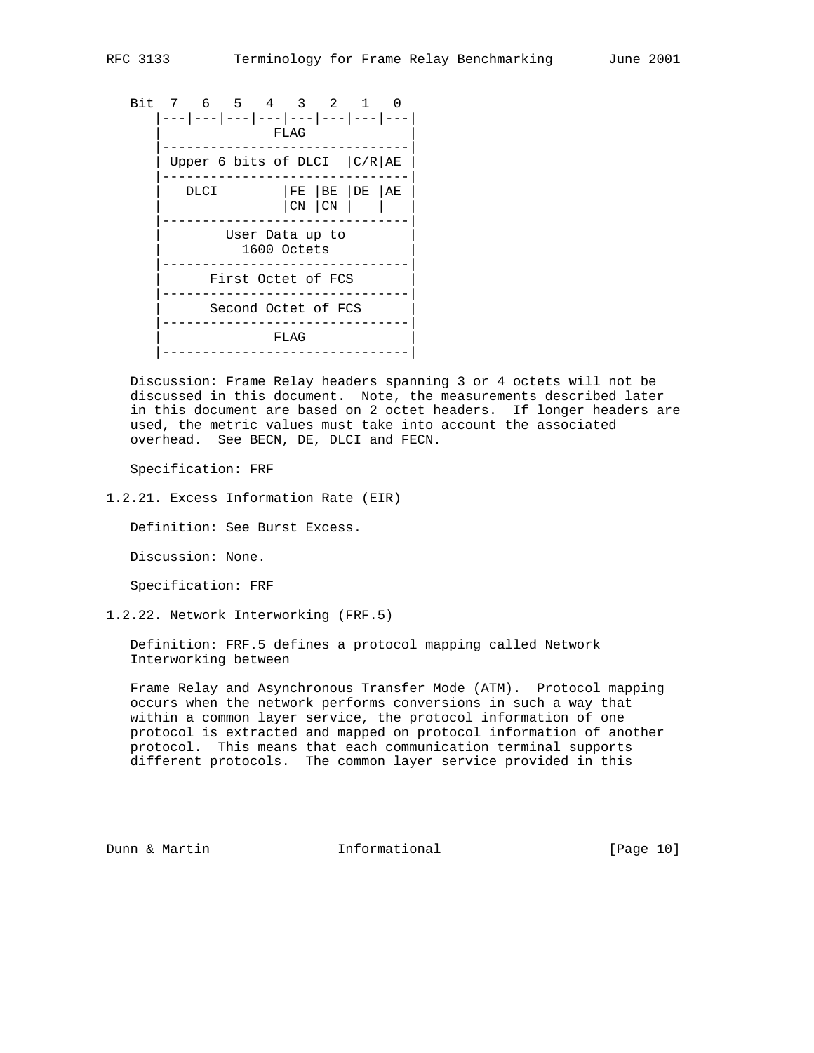```
Bit  7   6   5   4   3   2   1   0
   |---|---|---|---|---|---|---|---|
   |             FLAG              |
   |-------------------------------|
   | Upper 6 bits of DLCI  |C/R|AE |
   |-------------------------------|
   |   DLCI        |FE |BE |DE |AE |
   |               |CN |CN |   |   |
   |-------------------------------|
   |        User Data up to        |
   |          1600 Octets          |
   |-------------------------------|
   |      First Octet of FCS       |
   |-------------------------------|
   |      Second Octet of FCS      |
   |-------------------------------|
   |             FLAG              |
   |-------------------------------|
```

Discussion: Frame Relay headers spanning 3 or 4 octets will not be discussed in this document. Note, the measurements described later in this document are based on 2 octet headers. If longer headers are used, the metric values must take into account the associated overhead. See BECN, DE, DLCI and FECN.

Specification: FRF

### 1.2.21. Excess Information Rate (EIR)

Definition: See Burst Excess.

Discussion: None.

Specification: FRF

### 1.2.22. Network Interworking (FRF.5)

Definition: FRF.5 defines a protocol mapping called Network Interworking between

Frame Relay and Asynchronous Transfer Mode (ATM). Protocol mapping occurs when the network performs conversions in such a way that within a common layer service, the protocol information of one protocol is extracted and mapped on protocol information of another protocol. This means that each communication terminal supports different protocols. The common layer service provided in this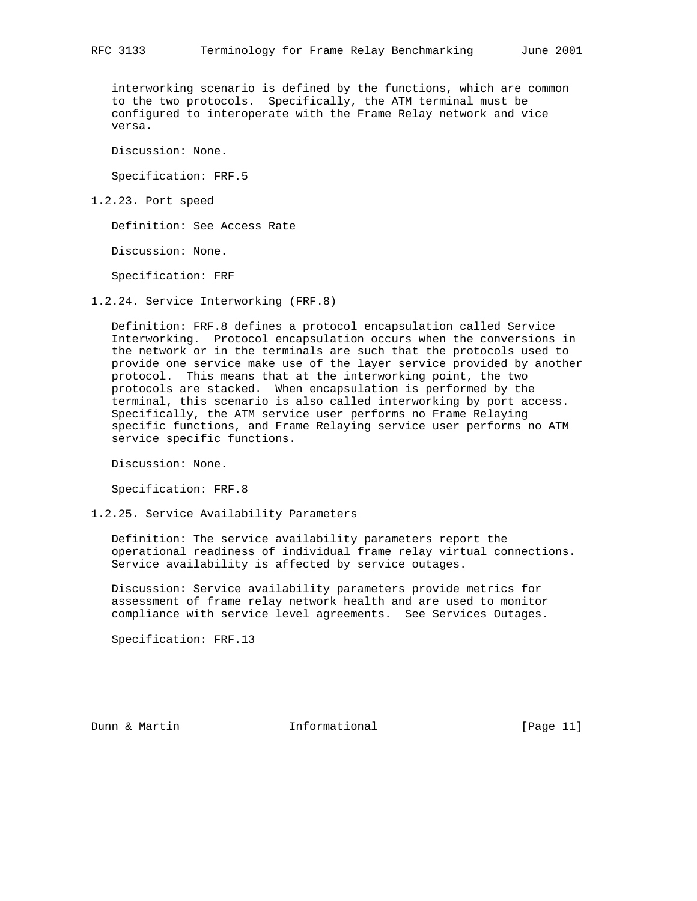interworking scenario is defined by the functions, which are common to the two protocols. Specifically, the ATM terminal must be configured to interoperate with the Frame Relay network and vice versa.

Discussion: None.

Specification: FRF.5

### 1.2.23. Port speed

Definition: See Access Rate

Discussion: None.

Specification: FRF

### 1.2.24. Service Interworking (FRF.8)

Definition: FRF.8 defines a protocol encapsulation called Service Interworking. Protocol encapsulation occurs when the conversions in the network or in the terminals are such that the protocols used to provide one service make use of the layer service provided by another protocol. This means that at the interworking point, the two protocols are stacked. When encapsulation is performed by the terminal, this scenario is also called interworking by port access. Specifically, the ATM service user performs no Frame Relaying specific functions, and Frame Relaying service user performs no ATM service specific functions.

Discussion: None.

Specification: FRF.8

### 1.2.25. Service Availability Parameters

Definition: The service availability parameters report the operational readiness of individual frame relay virtual connections. Service availability is affected by service outages.

Discussion: Service availability parameters provide metrics for assessment of frame relay network health and are used to monitor compliance with service level agreements. See Services Outages.

Specification: FRF.13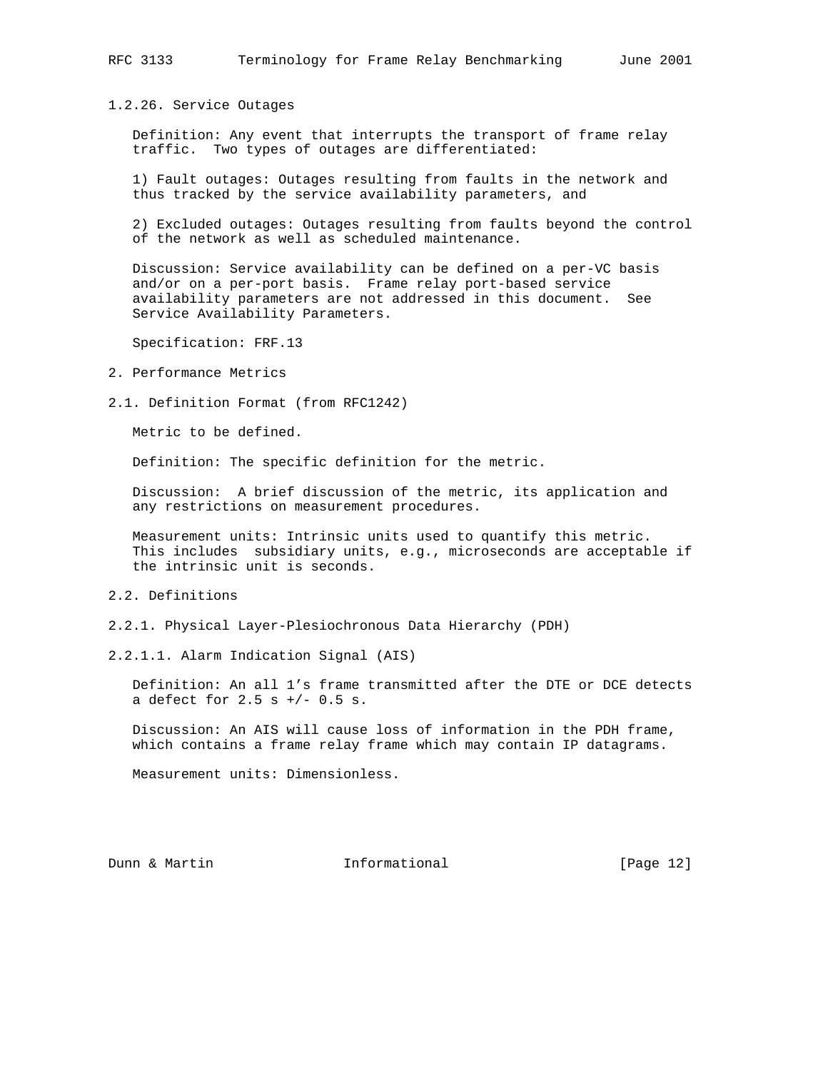### 1.2.26. Service Outages

Definition: Any event that interrupts the transport of frame relay traffic. Two types of outages are differentiated:

1) Fault outages: Outages resulting from faults in the network and thus tracked by the service availability parameters, and

2) Excluded outages: Outages resulting from faults beyond the control of the network as well as scheduled maintenance.

Discussion: Service availability can be defined on a per-VC basis and/or on a per-port basis. Frame relay port-based service availability parameters are not addressed in this document. See Service Availability Parameters.

Specification: FRF.13

## 2. Performance Metrics

### 2.1. Definition Format (from RFC1242)

Metric to be defined.

Definition: The specific definition for the metric.

Discussion: A brief discussion of the metric, its application and any restrictions on measurement procedures.

Measurement units: Intrinsic units used to quantify this metric. This includes subsidiary units, e.g., microseconds are acceptable if the intrinsic unit is seconds.

### 2.2. Definitions

#### 2.2.1. Physical Layer-Plesiochronous Data Hierarchy (PDH)

##### 2.2.1.1. Alarm Indication Signal (AIS)

Definition: An all 1's frame transmitted after the DTE or DCE detects a defect for 2.5 s +/- 0.5 s.

Discussion: An AIS will cause loss of information in the PDH frame, which contains a frame relay frame which may contain IP datagrams.

Measurement units: Dimensionless.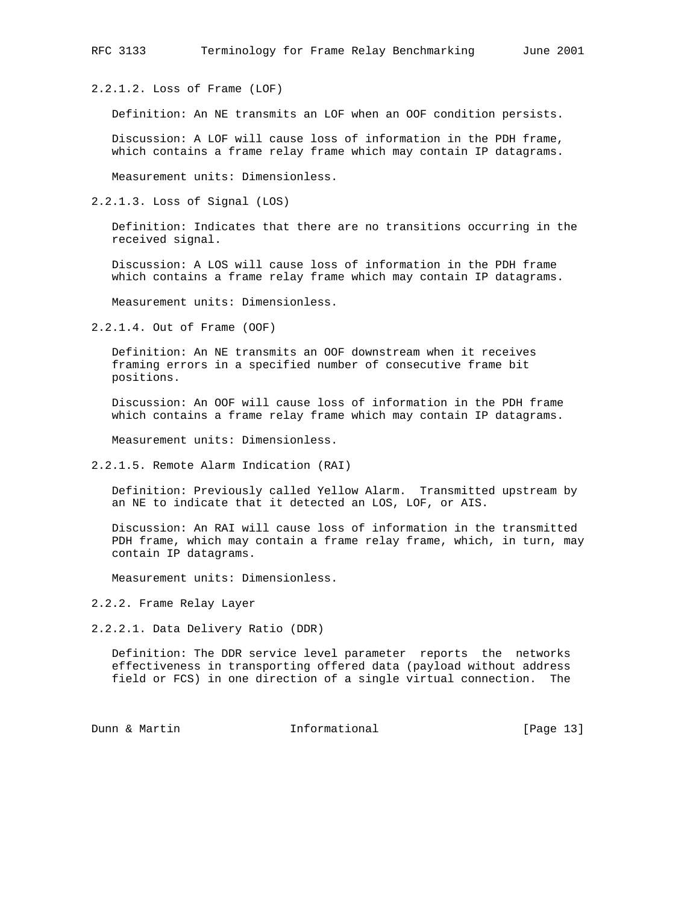#### 2.2.1.2. Loss of Frame (LOF)

Definition: An NE transmits an LOF when an OOF condition persists.

Discussion: A LOF will cause loss of information in the PDH frame, which contains a frame relay frame which may contain IP datagrams.

Measurement units: Dimensionless.

#### 2.2.1.3. Loss of Signal (LOS)

Definition: Indicates that there are no transitions occurring in the received signal.

Discussion: A LOS will cause loss of information in the PDH frame which contains a frame relay frame which may contain IP datagrams.

Measurement units: Dimensionless.

#### 2.2.1.4. Out of Frame (OOF)

Definition: An NE transmits an OOF downstream when it receives framing errors in a specified number of consecutive frame bit positions.

Discussion: An OOF will cause loss of information in the PDH frame which contains a frame relay frame which may contain IP datagrams.

Measurement units: Dimensionless.

#### 2.2.1.5. Remote Alarm Indication (RAI)

Definition: Previously called Yellow Alarm. Transmitted upstream by an NE to indicate that it detected an LOS, LOF, or AIS.

Discussion: An RAI will cause loss of information in the transmitted PDH frame, which may contain a frame relay frame, which, in turn, may contain IP datagrams.

Measurement units: Dimensionless.

### 2.2.2. Frame Relay Layer

#### 2.2.2.1. Data Delivery Ratio (DDR)

Definition: The DDR service level parameter reports the networks effectiveness in transporting offered data (payload without address field or FCS) in one direction of a single virtual connection. The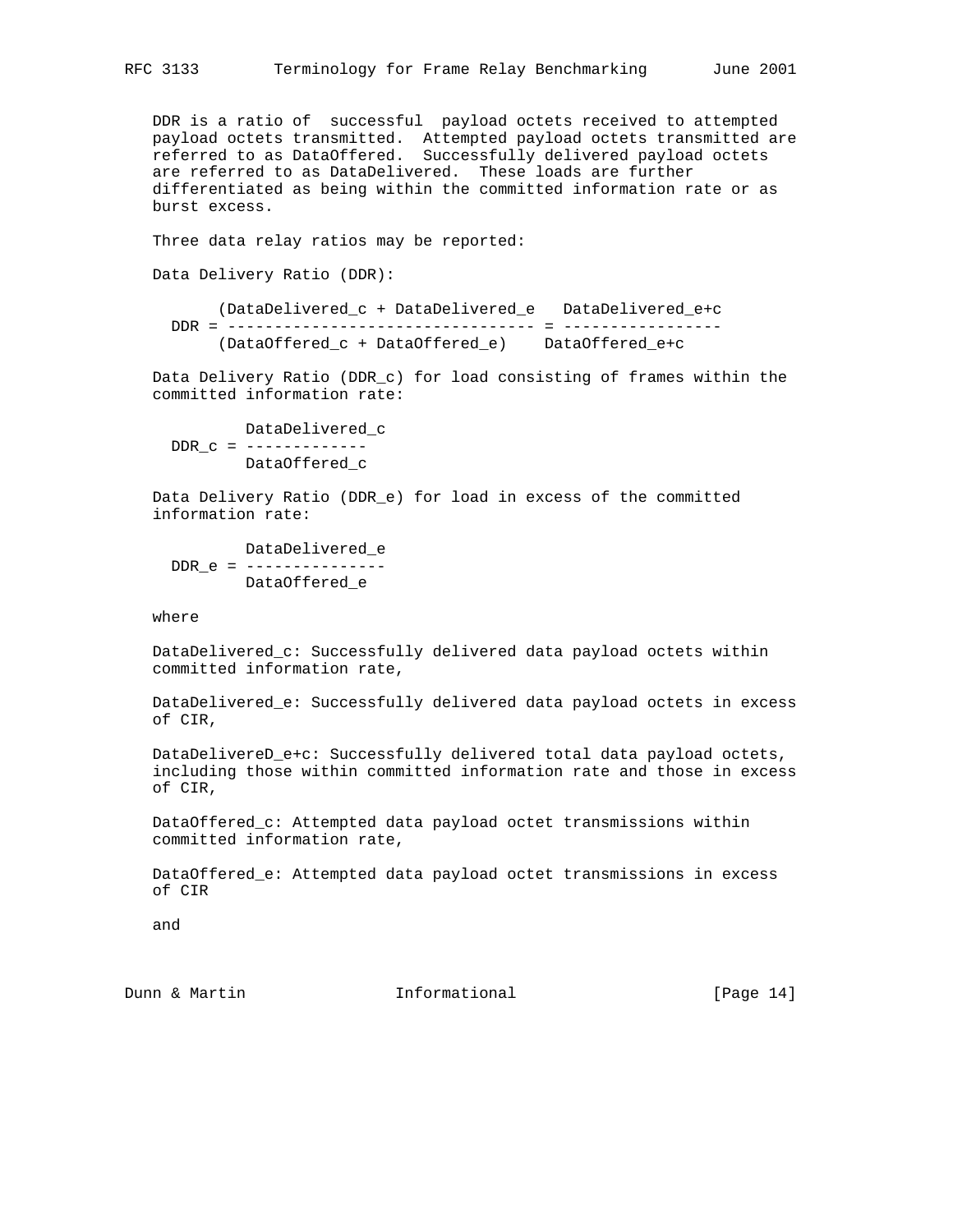DDR is a ratio of successful payload octets received to attempted payload octets transmitted. Attempted payload octets transmitted are referred to as DataOffered. Successfully delivered payload octets are referred to as DataDelivered. These loads are further differentiated as being within the committed information rate or as burst excess.

Three data relay ratios may be reported:

Data Delivery Ratio (DDR):

$$DDR = \frac{(DataDelivered\_c + DataDelivered\_e)}{(DataOffered\_c + DataOffered\_e)} = \frac{DataDelivered\_e+c}{DataOffered\_e+c}$$

Data Delivery Ratio (DDR_c) for load consisting of frames within the committed information rate:

$$DDR\_c = \frac{DataDelivered\_c}{DataOffered\_c}$$

Data Delivery Ratio (DDR_e) for load in excess of the committed information rate:

$$DDR\_e = \frac{DataDelivered\_e}{DataOffered\_e}$$

where

DataDelivered_c: Successfully delivered data payload octets within committed information rate,

DataDelivered_e: Successfully delivered data payload octets in excess of CIR,

DataDelivereD_e+c: Successfully delivered total data payload octets, including those within committed information rate and those in excess of CIR,

DataOffered_c: Attempted data payload octet transmissions within committed information rate,

DataOffered_e: Attempted data payload octet transmissions in excess of CIR

and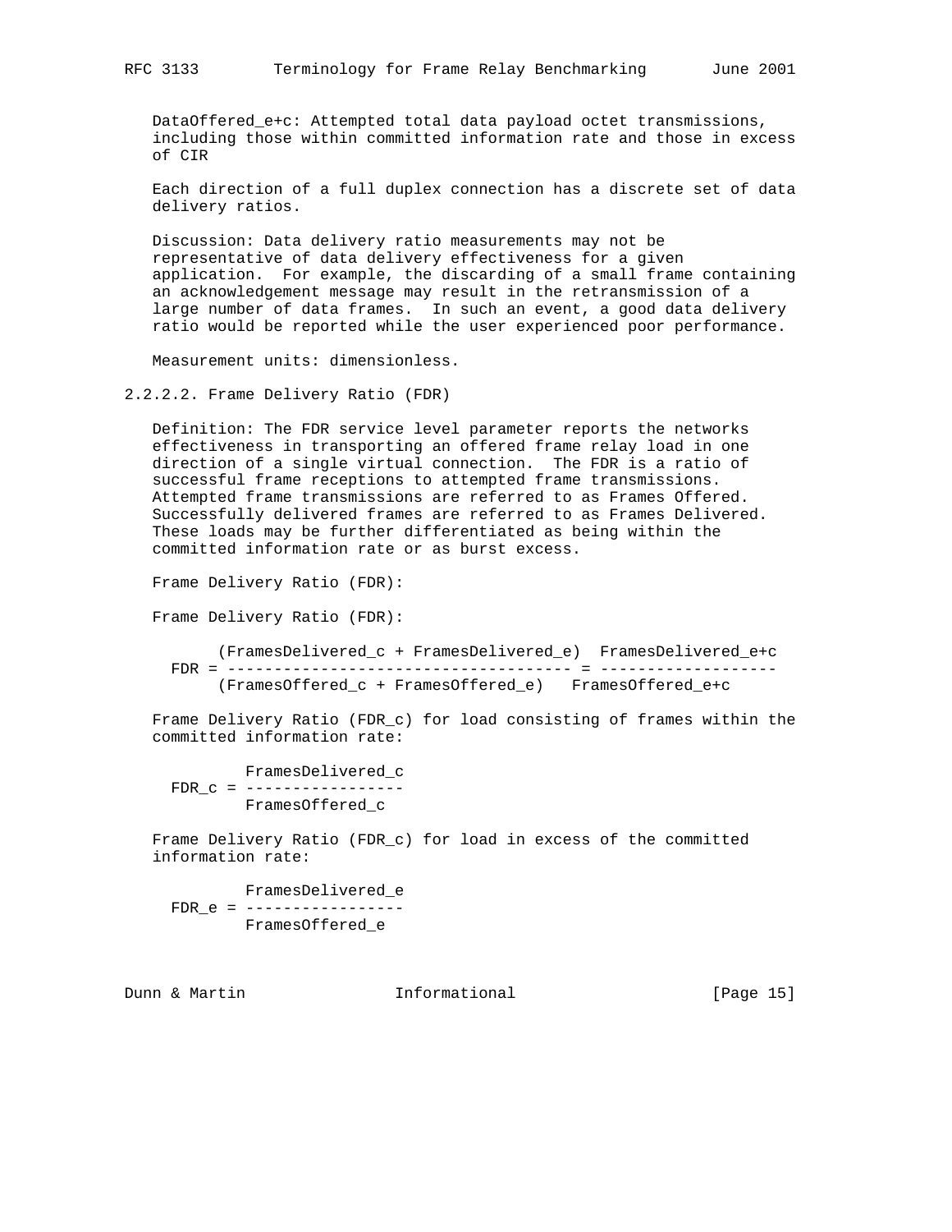DataOffered_e+c: Attempted total data payload octet transmissions, including those within committed information rate and those in excess of CIR

Each direction of a full duplex connection has a discrete set of data delivery ratios.

Discussion: Data delivery ratio measurements may not be representative of data delivery effectiveness for a given application. For example, the discarding of a small frame containing an acknowledgement message may result in the retransmission of a large number of data frames. In such an event, a good data delivery ratio would be reported while the user experienced poor performance.

Measurement units: dimensionless.

### 2.2.2.2. Frame Delivery Ratio (FDR)

Definition: The FDR service level parameter reports the networks effectiveness in transporting an offered frame relay load in one direction of a single virtual connection. The FDR is a ratio of successful frame receptions to attempted frame transmissions. Attempted frame transmissions are referred to as Frames Offered. Successfully delivered frames are referred to as Frames Delivered. These loads may be further differentiated as being within the committed information rate or as burst excess.

Frame Delivery Ratio (FDR):

Frame Delivery Ratio (FDR):

$$FDR = \frac{(FramesDelivered\_c + FramesDelivered\_e)}{(FramesOffered\_c + FramesOffered\_e)} = \frac{FramesDelivered\_e+c}{FramesOffered\_e+c}$$

Frame Delivery Ratio (FDR_c) for load consisting of frames within the committed information rate:

$$FDR\_c = \frac{FramesDelivered\_c}{FramesOffered\_c}$$

Frame Delivery Ratio (FDR_c) for load in excess of the committed information rate:

$$FDR\_e = \frac{FramesDelivered\_e}{FramesOffered\_e}$$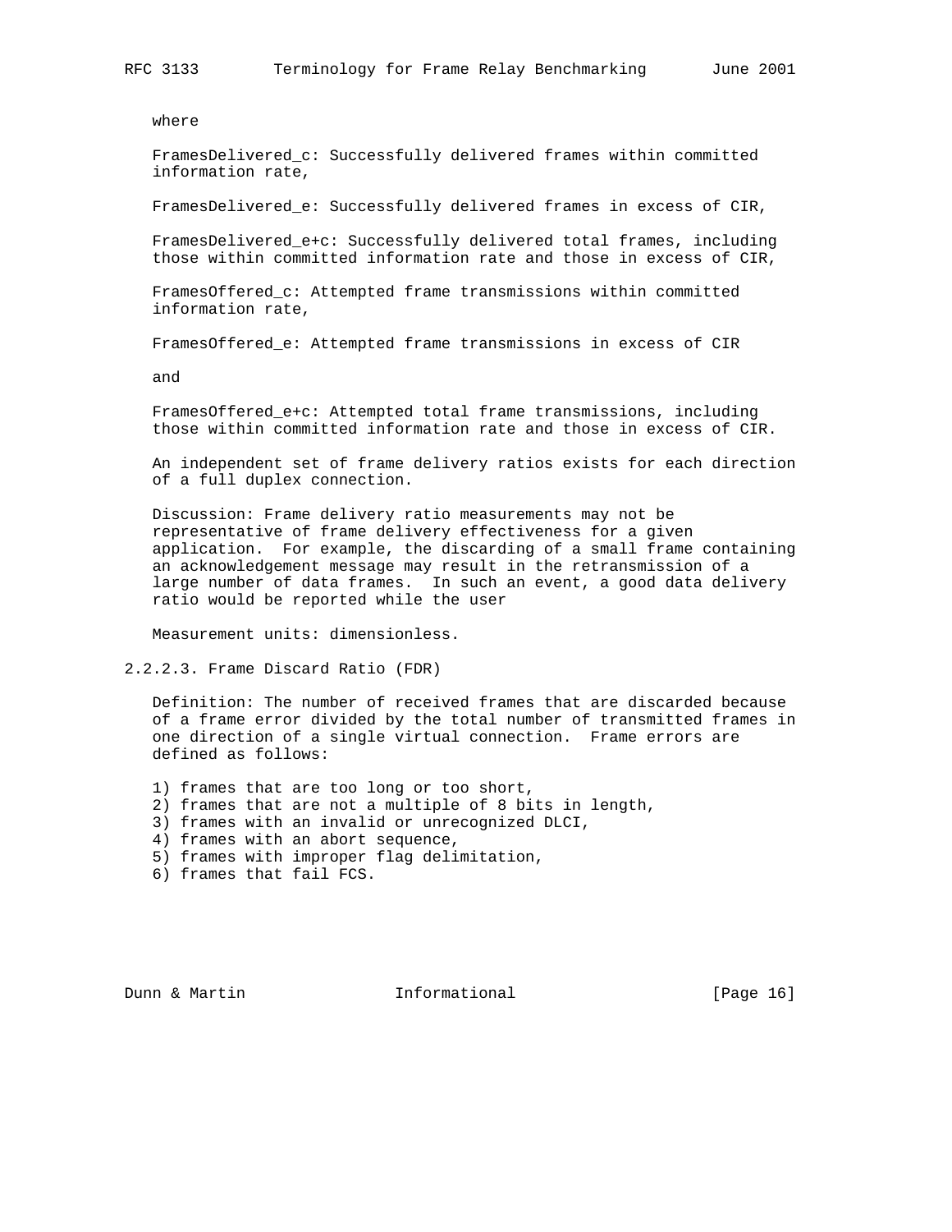where

FramesDelivered_c: Successfully delivered frames within committed information rate,

FramesDelivered_e: Successfully delivered frames in excess of CIR,

FramesDelivered_e+c: Successfully delivered total frames, including those within committed information rate and those in excess of CIR,

FramesOffered_c: Attempted frame transmissions within committed information rate,

FramesOffered_e: Attempted frame transmissions in excess of CIR

and

FramesOffered_e+c: Attempted total frame transmissions, including those within committed information rate and those in excess of CIR.

An independent set of frame delivery ratios exists for each direction of a full duplex connection.

Discussion: Frame delivery ratio measurements may not be representative of frame delivery effectiveness for a given application. For example, the discarding of a small frame containing an acknowledgement message may result in the retransmission of a large number of data frames. In such an event, a good data delivery ratio would be reported while the user

Measurement units: dimensionless.

### 2.2.2.3. Frame Discard Ratio (FDR)

Definition: The number of received frames that are discarded because of a frame error divided by the total number of transmitted frames in one direction of a single virtual connection. Frame errors are defined as follows:

1) frames that are too long or too short,
2) frames that are not a multiple of 8 bits in length,
3) frames with an invalid or unrecognized DLCI,
4) frames with an abort sequence,
5) frames with improper flag delimitation,
6) frames that fail FCS.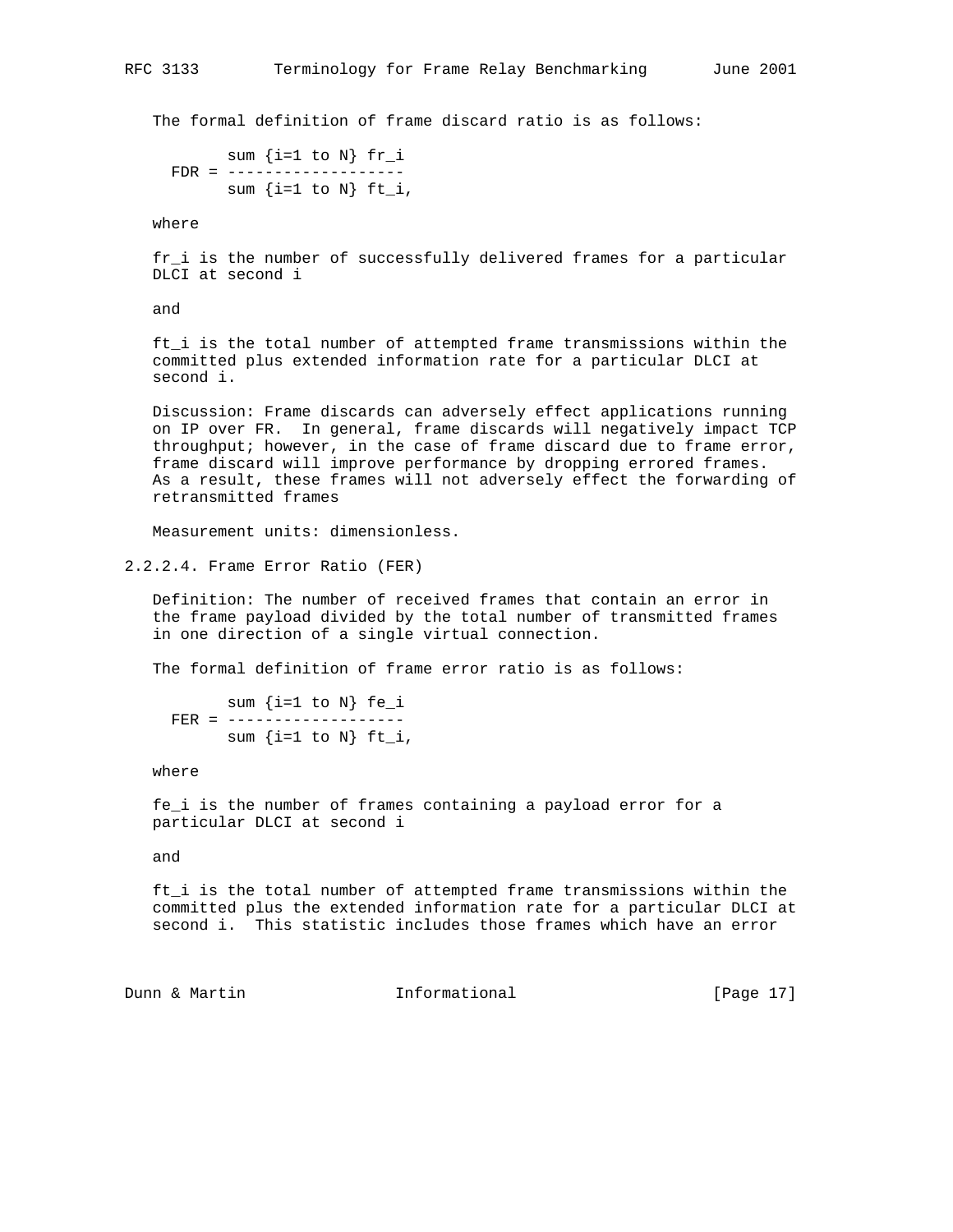The formal definition of frame discard ratio is as follows:

$$FDR = \frac{\sum_{i=1}^{N} fr_i}{\sum_{i=1}^{N} ft_i},$$

where

$fr_i$ is the number of successfully delivered frames for a particular DLCI at second i

and

$ft_i$ is the total number of attempted frame transmissions within the committed plus extended information rate for a particular DLCI at second i.

Discussion: Frame discards can adversely effect applications running on IP over FR. In general, frame discards will negatively impact TCP throughput; however, in the case of frame discard due to frame error, frame discard will improve performance by dropping errored frames. As a result, these frames will not adversely effect the forwarding of retransmitted frames

Measurement units: dimensionless.

### 2.2.2.4. Frame Error Ratio (FER)

Definition: The number of received frames that contain an error in the frame payload divided by the total number of transmitted frames in one direction of a single virtual connection.

The formal definition of frame error ratio is as follows:

$$FER = \frac{\sum_{i=1}^{N} fe_i}{\sum_{i=1}^{N} ft_i},$$

where

$fe_i$ is the number of frames containing a payload error for a particular DLCI at second i

and

$ft_i$ is the total number of attempted frame transmissions within the committed plus the extended information rate for a particular DLCI at second i. This statistic includes those frames which have an error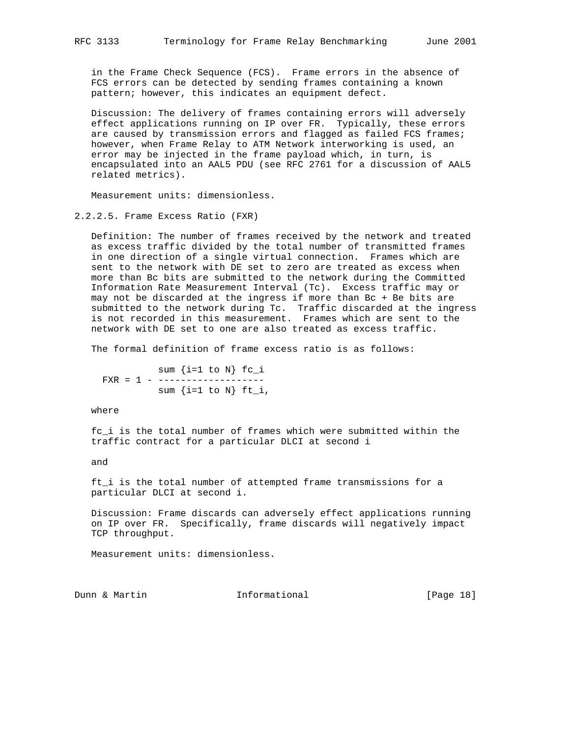in the Frame Check Sequence (FCS). Frame errors in the absence of FCS errors can be detected by sending frames containing a known pattern; however, this indicates an equipment defect.

Discussion: The delivery of frames containing errors will adversely effect applications running on IP over FR. Typically, these errors are caused by transmission errors and flagged as failed FCS frames; however, when Frame Relay to ATM Network interworking is used, an error may be injected in the frame payload which, in turn, is encapsulated into an AAL5 PDU (see RFC 2761 for a discussion of AAL5 related metrics).

Measurement units: dimensionless.

#### 2.2.2.5. Frame Excess Ratio (FXR)

Definition: The number of frames received by the network and treated as excess traffic divided by the total number of transmitted frames in one direction of a single virtual connection. Frames which are sent to the network with DE set to zero are treated as excess when more than Bc bits are submitted to the network during the Committed Information Rate Measurement Interval (Tc). Excess traffic may or may not be discarded at the ingress if more than Bc + Be bits are submitted to the network during Tc. Traffic discarded at the ingress is not recorded in this measurement. Frames which are sent to the network with DE set to one are also treated as excess traffic.

The formal definition of frame excess ratio is as follows:

$$FXR = 1 - \frac{\sum_{i=1}^{N} fc_i}{\sum_{i=1}^{N} ft_i},$$

where

$fc_i$ is the total number of frames which were submitted within the traffic contract for a particular DLCI at second i

and

$ft_i$ is the total number of attempted frame transmissions for a particular DLCI at second i.

Discussion: Frame discards can adversely effect applications running on IP over FR. Specifically, frame discards will negatively impact TCP throughput.

Measurement units: dimensionless.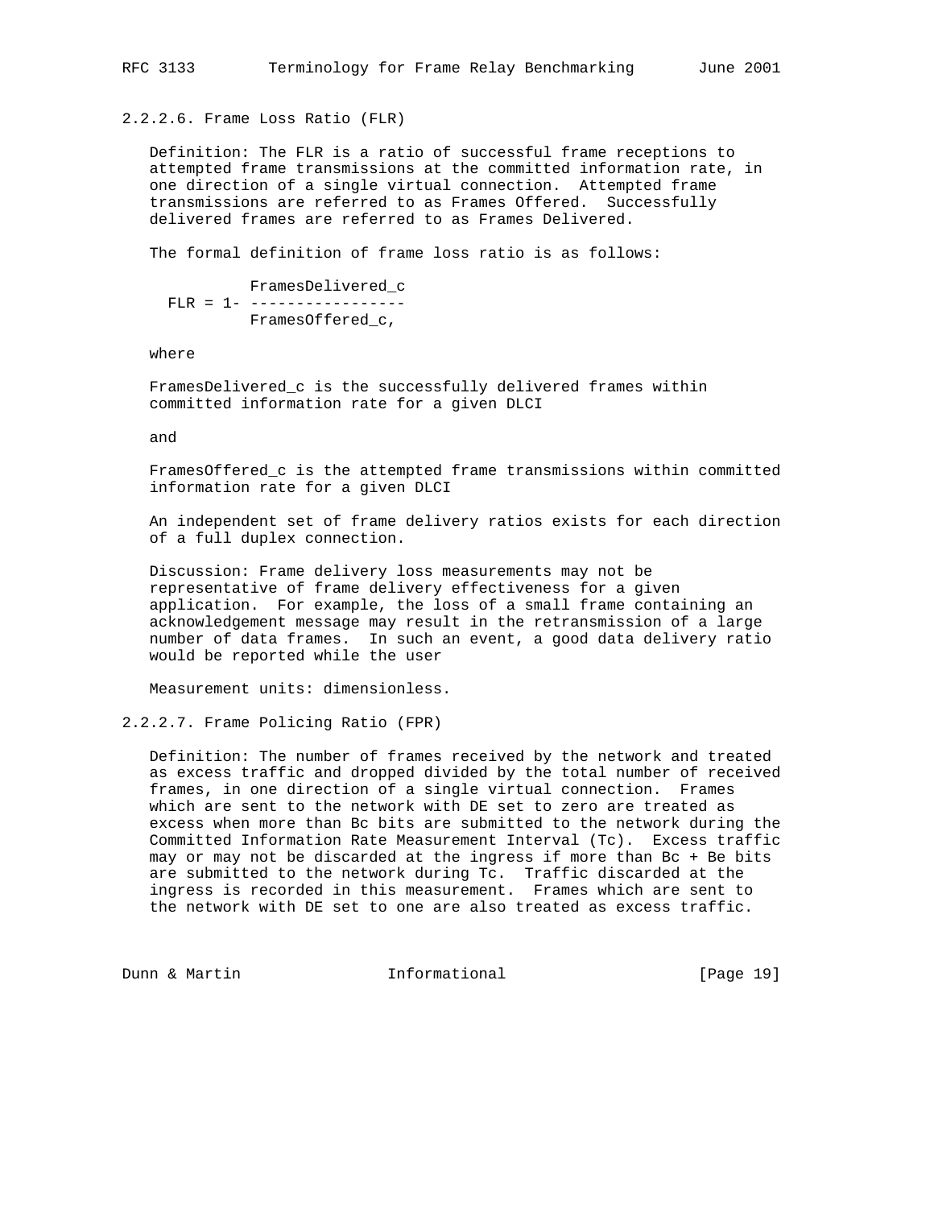### 2.2.2.6. Frame Loss Ratio (FLR)

Definition: The FLR is a ratio of successful frame receptions to attempted frame transmissions at the committed information rate, in one direction of a single virtual connection. Attempted frame transmissions are referred to as Frames Offered. Successfully delivered frames are referred to as Frames Delivered.

The formal definition of frame loss ratio is as follows:

$$FLR = 1 - \frac{FramesDelivered\_c}{FramesOffered\_c},$$

where

FramesDelivered_c is the successfully delivered frames within committed information rate for a given DLCI

and

FramesOffered_c is the attempted frame transmissions within committed information rate for a given DLCI

An independent set of frame delivery ratios exists for each direction of a full duplex connection.

Discussion: Frame delivery loss measurements may not be representative of frame delivery effectiveness for a given application. For example, the loss of a small frame containing an acknowledgement message may result in the retransmission of a large number of data frames. In such an event, a good data delivery ratio would be reported while the user

Measurement units: dimensionless.

### 2.2.2.7. Frame Policing Ratio (FPR)

Definition: The number of frames received by the network and treated as excess traffic and dropped divided by the total number of received frames, in one direction of a single virtual connection. Frames which are sent to the network with DE set to zero are treated as excess when more than Bc bits are submitted to the network during the Committed Information Rate Measurement Interval (Tc). Excess traffic may or may not be discarded at the ingress if more than Bc + Be bits are submitted to the network during Tc. Traffic discarded at the ingress is recorded in this measurement. Frames which are sent to the network with DE set to one are also treated as excess traffic.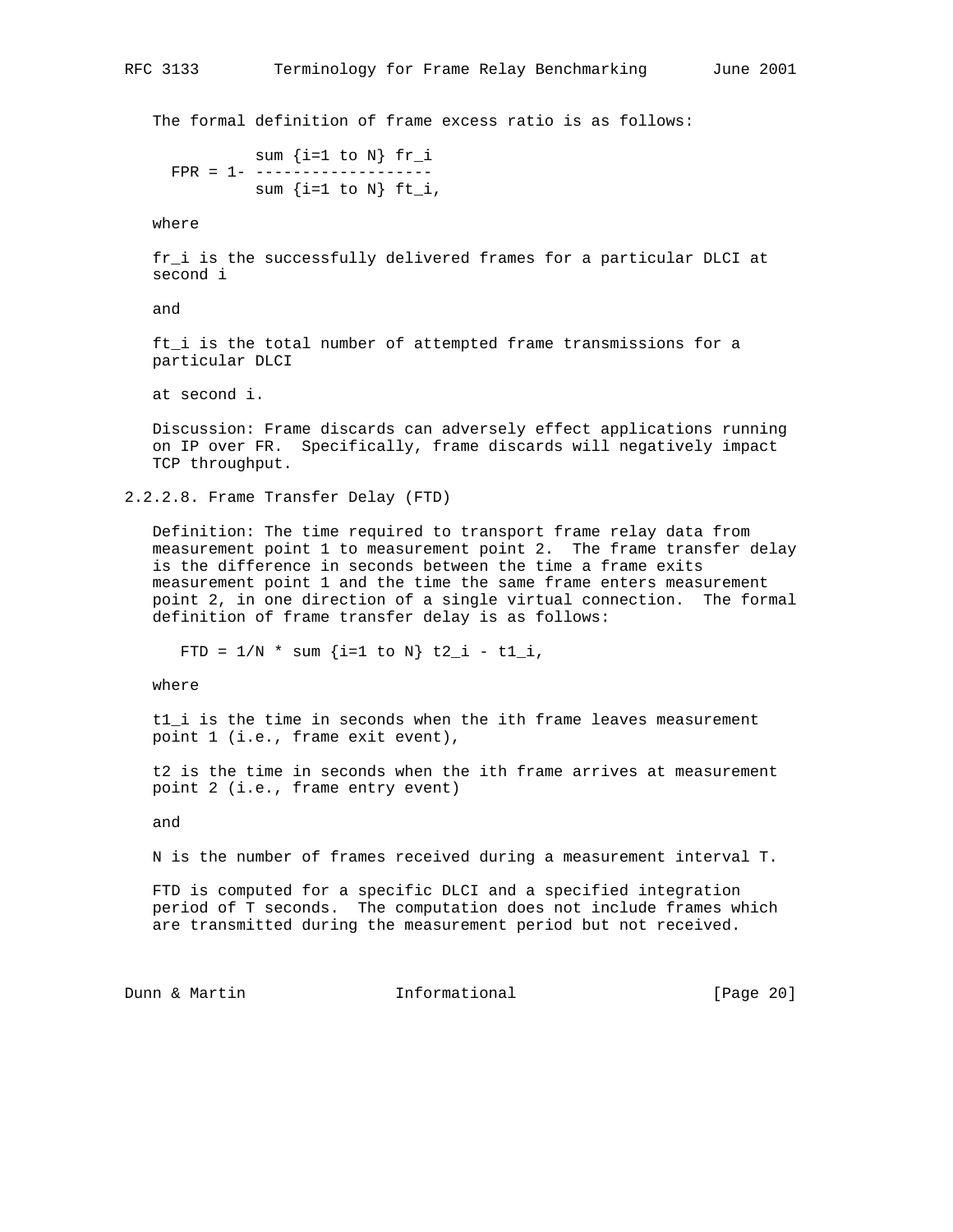The formal definition of frame excess ratio is as follows:

$$FPR = 1 - \frac{\sum_{i=1}^{N} fr_i}{\sum_{i=1}^{N} ft_i},$$

where

$fr_i$ is the successfully delivered frames for a particular DLCI at second i

and

$ft_i$ is the total number of attempted frame transmissions for a particular DLCI

at second i.

Discussion: Frame discards can adversely effect applications running on IP over FR. Specifically, frame discards will negatively impact TCP throughput.

### 2.2.2.8. Frame Transfer Delay (FTD)

Definition: The time required to transport frame relay data from measurement point 1 to measurement point 2. The frame transfer delay is the difference in seconds between the time a frame exits measurement point 1 and the time the same frame enters measurement point 2, in one direction of a single virtual connection. The formal definition of frame transfer delay is as follows:

$$FTD = 1/N * \sum_{i=1}^{N} t2_i - t1_i,$$

where

$t1_i$ is the time in seconds when the ith frame leaves measurement point 1 (i.e., frame exit event),

$t2$ is the time in seconds when the ith frame arrives at measurement point 2 (i.e., frame entry event)

and

N is the number of frames received during a measurement interval T.

FTD is computed for a specific DLCI and a specified integration period of T seconds. The computation does not include frames which are transmitted during the measurement period but not received.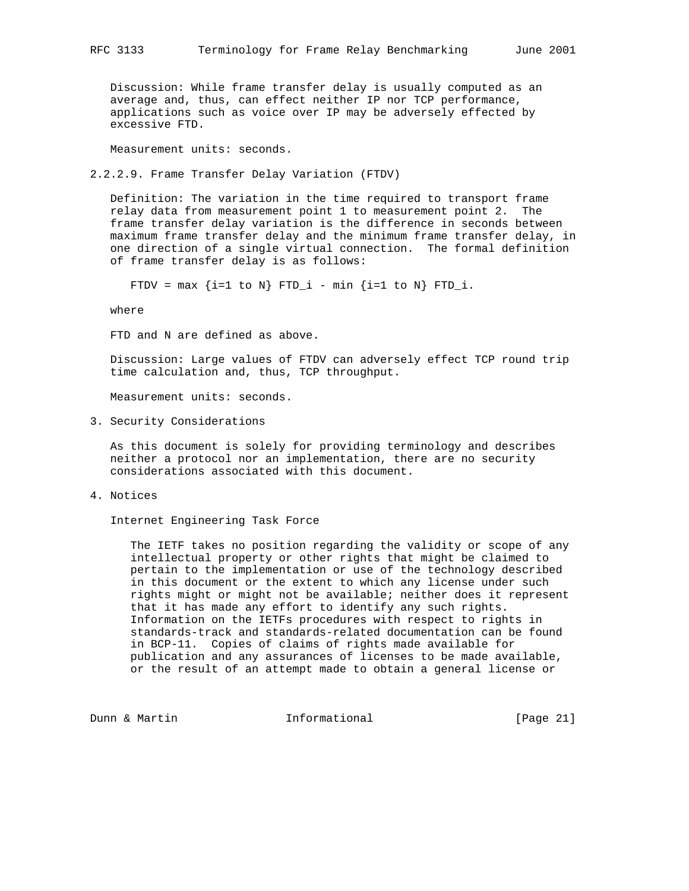Discussion: While frame transfer delay is usually computed as an average and, thus, can effect neither IP nor TCP performance, applications such as voice over IP may be adversely effected by excessive FTD.

Measurement units: seconds.

### 2.2.2.9. Frame Transfer Delay Variation (FTDV)

Definition: The variation in the time required to transport frame relay data from measurement point 1 to measurement point 2. The frame transfer delay variation is the difference in seconds between maximum frame transfer delay and the minimum frame transfer delay, in one direction of a single virtual connection. The formal definition of frame transfer delay is as follows:

$$FTDV = \max_{i=1 \text{ to } N} FTD_i - \min_{i=1 \text{ to } N} FTD_i.$$

where

FTD and N are defined as above.

Discussion: Large values of FTDV can adversely effect TCP round trip time calculation and, thus, TCP throughput.

Measurement units: seconds.

## 3. Security Considerations

As this document is solely for providing terminology and describes neither a protocol nor an implementation, there are no security considerations associated with this document.

## 4. Notices

Internet Engineering Task Force

The IETF takes no position regarding the validity or scope of any intellectual property or other rights that might be claimed to pertain to the implementation or use of the technology described in this document or the extent to which any license under such rights might or might not be available; neither does it represent that it has made any effort to identify any such rights. Information on the IETFs procedures with respect to rights in standards-track and standards-related documentation can be found in BCP-11. Copies of claims of rights made available for publication and any assurances of licenses to be made available, or the result of an attempt made to obtain a general license or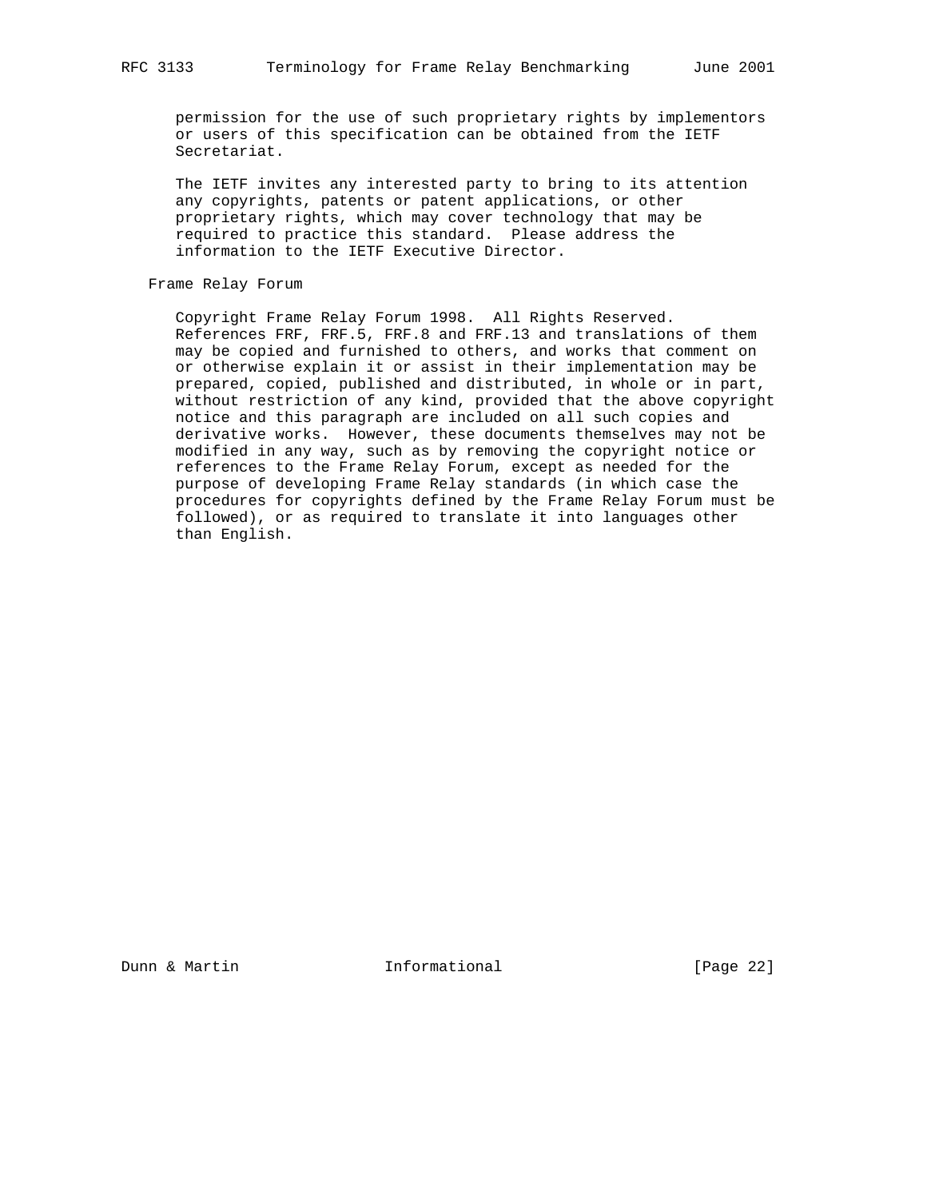permission for the use of such proprietary rights by implementors or users of this specification can be obtained from the IETF Secretariat.

The IETF invites any interested party to bring to its attention any copyrights, patents or patent applications, or other proprietary rights, which may cover technology that may be required to practice this standard.  Please address the information to the IETF Executive Director.

Frame Relay Forum

Copyright Frame Relay Forum 1998.  All Rights Reserved. References FRF, FRF.5, FRF.8 and FRF.13 and translations of them may be copied and furnished to others, and works that comment on or otherwise explain it or assist in their implementation may be prepared, copied, published and distributed, in whole or in part, without restriction of any kind, provided that the above copyright notice and this paragraph are included on all such copies and derivative works.  However, these documents themselves may not be modified in any way, such as by removing the copyright notice or references to the Frame Relay Forum, except as needed for the purpose of developing Frame Relay standards (in which case the procedures for copyrights defined by the Frame Relay Forum must be followed), or as required to translate it into languages other than English.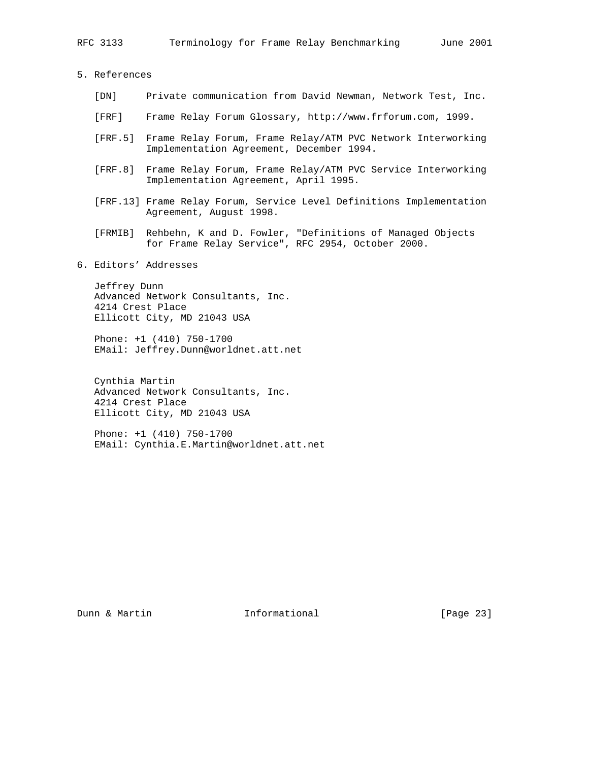## 5. References

[DN] Private communication from David Newman, Network Test, Inc.

[FRF] Frame Relay Forum Glossary, http://www.frforum.com, 1999.

[FRF.5] Frame Relay Forum, Frame Relay/ATM PVC Network Interworking Implementation Agreement, December 1994.

[FRF.8] Frame Relay Forum, Frame Relay/ATM PVC Service Interworking Implementation Agreement, April 1995.

[FRF.13] Frame Relay Forum, Service Level Definitions Implementation Agreement, August 1998.

[FRMIB] Rehbehn, K and D. Fowler, "Definitions of Managed Objects for Frame Relay Service", RFC 2954, October 2000.

## 6. Editors' Addresses

Jeffrey Dunn
Advanced Network Consultants, Inc.
4214 Crest Place
Ellicott City, MD 21043 USA

Phone: +1 (410) 750-1700
EMail: Jeffrey.Dunn@worldnet.att.net

Cynthia Martin
Advanced Network Consultants, Inc.
4214 Crest Place
Ellicott City, MD 21043 USA

Phone: +1 (410) 750-1700
EMail: Cynthia.E.Martin@worldnet.att.net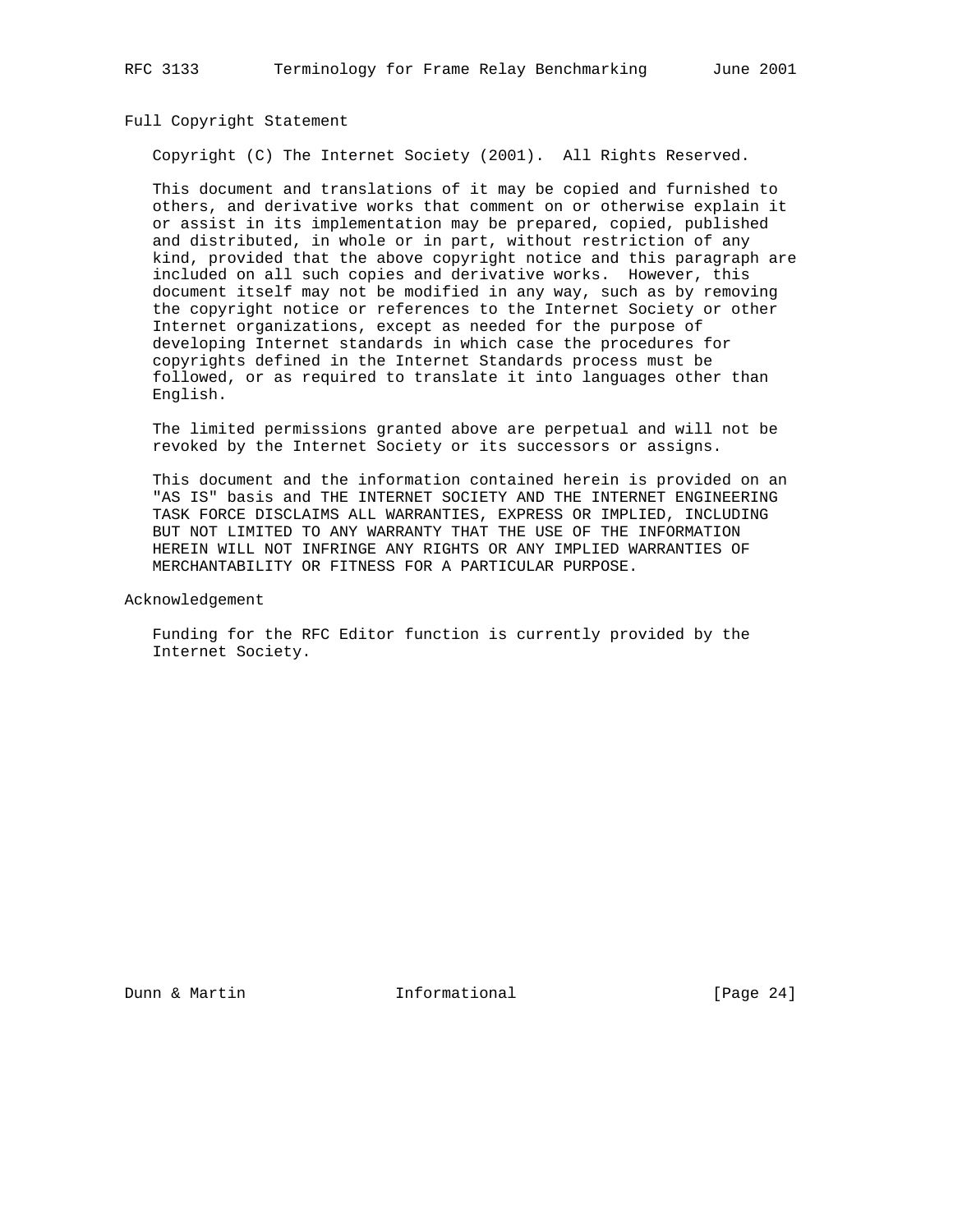## Full Copyright Statement

Copyright (C) The Internet Society (2001). All Rights Reserved.

This document and translations of it may be copied and furnished to others, and derivative works that comment on or otherwise explain it or assist in its implementation may be prepared, copied, published and distributed, in whole or in part, without restriction of any kind, provided that the above copyright notice and this paragraph are included on all such copies and derivative works. However, this document itself may not be modified in any way, such as by removing the copyright notice or references to the Internet Society or other Internet organizations, except as needed for the purpose of developing Internet standards in which case the procedures for copyrights defined in the Internet Standards process must be followed, or as required to translate it into languages other than English.

The limited permissions granted above are perpetual and will not be revoked by the Internet Society or its successors or assigns.

This document and the information contained herein is provided on an "AS IS" basis and THE INTERNET SOCIETY AND THE INTERNET ENGINEERING TASK FORCE DISCLAIMS ALL WARRANTIES, EXPRESS OR IMPLIED, INCLUDING BUT NOT LIMITED TO ANY WARRANTY THAT THE USE OF THE INFORMATION HEREIN WILL NOT INFRINGE ANY RIGHTS OR ANY IMPLIED WARRANTIES OF MERCHANTABILITY OR FITNESS FOR A PARTICULAR PURPOSE.

## Acknowledgement

Funding for the RFC Editor function is currently provided by the Internet Society.